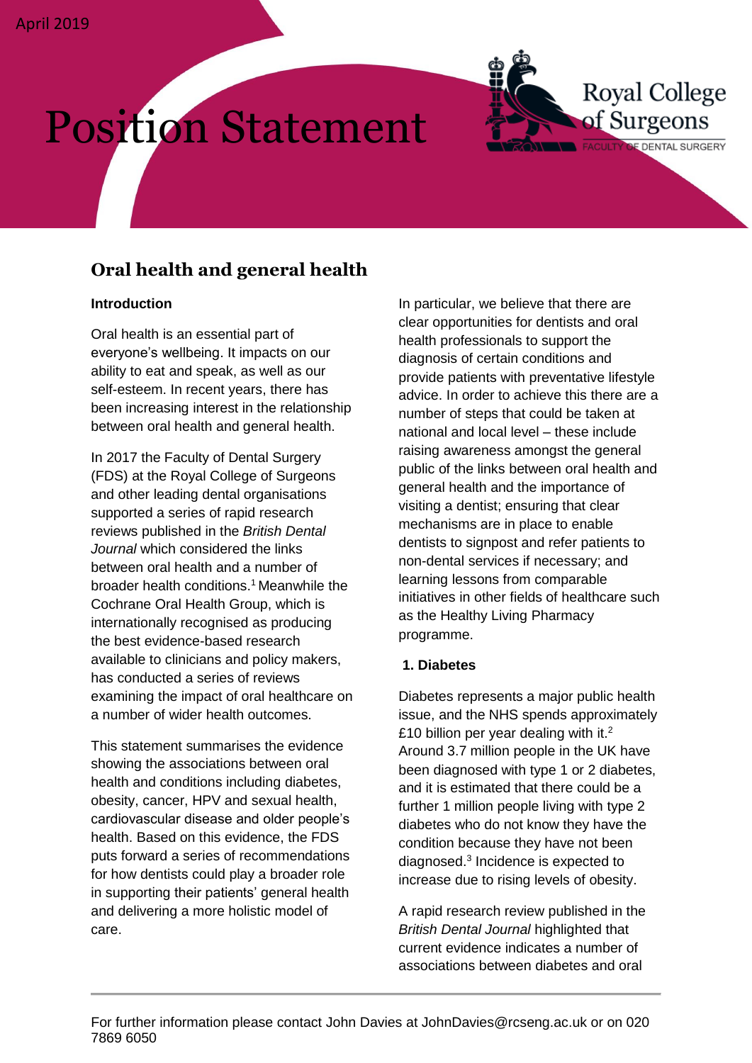April 2019

# Position Statement

Royal College of Surgeons
FACULTY OF DENTAL SURGERY

## Oral health and general health

**Introduction**

Oral health is an essential part of everyone's wellbeing. It impacts on our ability to eat and speak, as well as our self-esteem. In recent years, there has been increasing interest in the relationship between oral health and general health.

In 2017 the Faculty of Dental Surgery (FDS) at the Royal College of Surgeons and other leading dental organisations supported a series of rapid research reviews published in the *British Dental Journal* which considered the links between oral health and a number of broader health conditions.[1] Meanwhile the Cochrane Oral Health Group, which is internationally recognised as producing the best evidence-based research available to clinicians and policy makers, has conducted a series of reviews examining the impact of oral healthcare on a number of wider health outcomes.

This statement summarises the evidence showing the associations between oral health and conditions including diabetes, obesity, cancer, HPV and sexual health, cardiovascular disease and older people's health. Based on this evidence, the FDS puts forward a series of recommendations for how dentists could play a broader role in supporting their patients' general health and delivering a more holistic model of care.

In particular, we believe that there are clear opportunities for dentists and oral health professionals to support the diagnosis of certain conditions and provide patients with preventative lifestyle advice. In order to achieve this there are a number of steps that could be taken at national and local level – these include raising awareness amongst the general public of the links between oral health and general health and the importance of visiting a dentist; ensuring that clear mechanisms are in place to enable dentists to signpost and refer patients to non-dental services if necessary; and learning lessons from comparable initiatives in other fields of healthcare such as the Healthy Living Pharmacy programme.

**1. Diabetes**

Diabetes represents a major public health issue, and the NHS spends approximately £10 billion per year dealing with it.[2] Around 3.7 million people in the UK have been diagnosed with type 1 or 2 diabetes, and it is estimated that there could be a further 1 million people living with type 2 diabetes who do not know they have the condition because they have not been diagnosed.[3] Incidence is expected to increase due to rising levels of obesity.

A rapid research review published in the *British Dental Journal* highlighted that current evidence indicates a number of associations between diabetes and oral

For further information please contact John Davies at JohnDavies@rcseng.ac.uk or on 020 7869 6050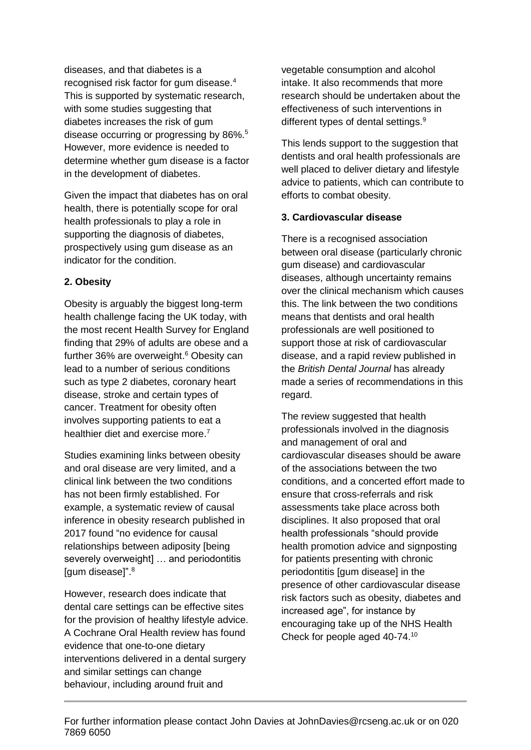diseases, and that diabetes is a recognised risk factor for gum disease.[4] This is supported by systematic research, with some studies suggesting that diabetes increases the risk of gum disease occurring or progressing by 86%.[5] However, more evidence is needed to determine whether gum disease is a factor in the development of diabetes.

Given the impact that diabetes has on oral health, there is potentially scope for oral health professionals to play a role in supporting the diagnosis of diabetes, prospectively using gum disease as an indicator for the condition.

**2. Obesity**

Obesity is arguably the biggest long-term health challenge facing the UK today, with the most recent Health Survey for England finding that 29% of adults are obese and a further 36% are overweight.[6] Obesity can lead to a number of serious conditions such as type 2 diabetes, coronary heart disease, stroke and certain types of cancer. Treatment for obesity often involves supporting patients to eat a healthier diet and exercise more.[7]

Studies examining links between obesity and oral disease are very limited, and a clinical link between the two conditions has not been firmly established. For example, a systematic review of causal inference in obesity research published in 2017 found "no evidence for causal relationships between adiposity [being severely overweight] … and periodontitis [gum disease]".[8]

However, research does indicate that dental care settings can be effective sites for the provision of healthy lifestyle advice. A Cochrane Oral Health review has found evidence that one-to-one dietary interventions delivered in a dental surgery and similar settings can change behaviour, including around fruit and vegetable consumption and alcohol intake. It also recommends that more research should be undertaken about the effectiveness of such interventions in different types of dental settings.[9]

This lends support to the suggestion that dentists and oral health professionals are well placed to deliver dietary and lifestyle advice to patients, which can contribute to efforts to combat obesity.

**3. Cardiovascular disease**

There is a recognised association between oral disease (particularly chronic gum disease) and cardiovascular diseases, although uncertainty remains over the clinical mechanism which causes this. The link between the two conditions means that dentists and oral health professionals are well positioned to support those at risk of cardiovascular disease, and a rapid review published in the *British Dental Journal* has already made a series of recommendations in this regard.

The review suggested that health professionals involved in the diagnosis and management of oral and cardiovascular diseases should be aware of the associations between the two conditions, and a concerted effort made to ensure that cross-referrals and risk assessments take place across both disciplines. It also proposed that oral health professionals "should provide health promotion advice and signposting for patients presenting with chronic periodontitis [gum disease] in the presence of other cardiovascular disease risk factors such as obesity, diabetes and increased age", for instance by encouraging take up of the NHS Health Check for people aged 40-74.[10]

For further information please contact John Davies at JohnDavies@rcseng.ac.uk or on 020 7869 6050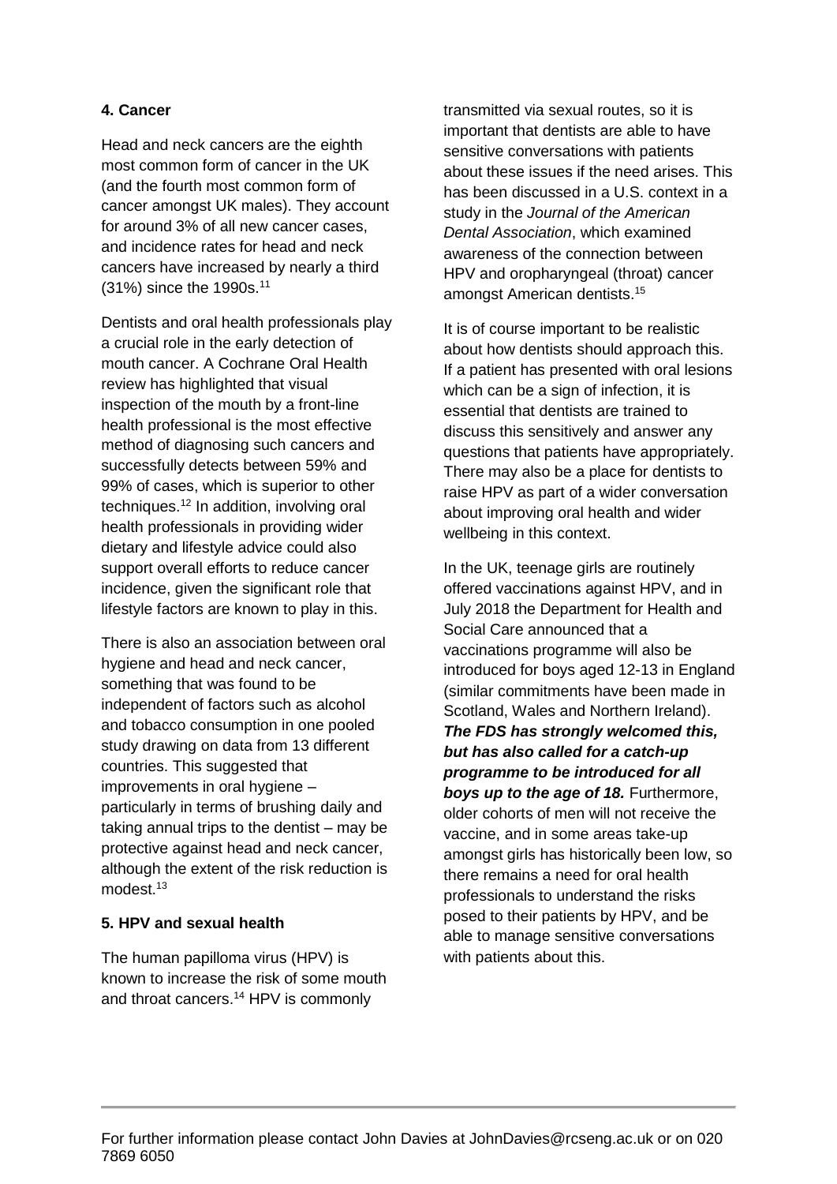**4. Cancer**

Head and neck cancers are the eighth most common form of cancer in the UK (and the fourth most common form of cancer amongst UK males). They account for around 3% of all new cancer cases, and incidence rates for head and neck cancers have increased by nearly a third (31%) since the 1990s.[11]

Dentists and oral health professionals play a crucial role in the early detection of mouth cancer. A Cochrane Oral Health review has highlighted that visual inspection of the mouth by a front-line health professional is the most effective method of diagnosing such cancers and successfully detects between 59% and 99% of cases, which is superior to other techniques.[12] In addition, involving oral health professionals in providing wider dietary and lifestyle advice could also support overall efforts to reduce cancer incidence, given the significant role that lifestyle factors are known to play in this.

There is also an association between oral hygiene and head and neck cancer, something that was found to be independent of factors such as alcohol and tobacco consumption in one pooled study drawing on data from 13 different countries. This suggested that improvements in oral hygiene – particularly in terms of brushing daily and taking annual trips to the dentist – may be protective against head and neck cancer, although the extent of the risk reduction is modest.[13]

**5. HPV and sexual health**

The human papilloma virus (HPV) is known to increase the risk of some mouth and throat cancers.[14] HPV is commonly transmitted via sexual routes, so it is important that dentists are able to have sensitive conversations with patients about these issues if the need arises. This has been discussed in a U.S. context in a study in the *Journal of the American Dental Association*, which examined awareness of the connection between HPV and oropharyngeal (throat) cancer amongst American dentists.[15]

It is of course important to be realistic about how dentists should approach this. If a patient has presented with oral lesions which can be a sign of infection, it is essential that dentists are trained to discuss this sensitively and answer any questions that patients have appropriately. There may also be a place for dentists to raise HPV as part of a wider conversation about improving oral health and wider wellbeing in this context.

In the UK, teenage girls are routinely offered vaccinations against HPV, and in July 2018 the Department for Health and Social Care announced that a vaccinations programme will also be introduced for boys aged 12-13 in England (similar commitments have been made in Scotland, Wales and Northern Ireland). ***The FDS has strongly welcomed this, but has also called for a catch-up programme to be introduced for all boys up to the age of 18.*** Furthermore, older cohorts of men will not receive the vaccine, and in some areas take-up amongst girls has historically been low, so there remains a need for oral health professionals to understand the risks posed to their patients by HPV, and be able to manage sensitive conversations with patients about this.

For further information please contact John Davies at JohnDavies@rcseng.ac.uk or on 020 7869 6050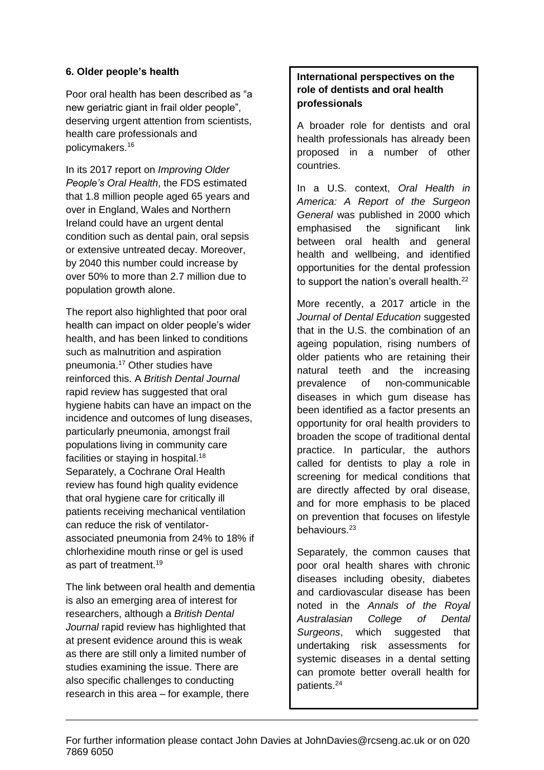### 6. Older people's health

Poor oral health has been described as "a new geriatric giant in frail older people", deserving urgent attention from scientists, health care professionals and policymakers.[16]

In its 2017 report on *Improving Older People's Oral Health*, the FDS estimated that 1.8 million people aged 65 years and over in England, Wales and Northern Ireland could have an urgent dental condition such as dental pain, oral sepsis or extensive untreated decay. Moreover, by 2040 this number could increase by over 50% to more than 2.7 million due to population growth alone.

The report also highlighted that poor oral health can impact on older people's wider health, and has been linked to conditions such as malnutrition and aspiration pneumonia.[17] Other studies have reinforced this. A *British Dental Journal* rapid review has suggested that oral hygiene habits can have an impact on the incidence and outcomes of lung diseases, particularly pneumonia, amongst frail populations living in community care facilities or staying in hospital.[18] Separately, a Cochrane Oral Health review has found high quality evidence that oral hygiene care for critically ill patients receiving mechanical ventilation can reduce the risk of ventilator-associated pneumonia from 24% to 18% if chlorhexidine mouth rinse or gel is used as part of treatment.[19]

The link between oral health and dementia is also an emerging area of interest for researchers, although a *British Dental Journal* rapid review has highlighted that at present evidence around this is weak as there are still only a limited number of studies examining the issue. There are also specific challenges to conducting research in this area – for example, there

**International perspectives on the role of dentists and oral health professionals**

A broader role for dentists and oral health professionals has already been proposed in a number of other countries.

In a U.S. context, *Oral Health in America: A Report of the Surgeon General* was published in 2000 which emphasised the significant link between oral health and general health and wellbeing, and identified opportunities for the dental profession to support the nation's overall health.[22]

More recently, a 2017 article in the *Journal of Dental Education* suggested that in the U.S. the combination of an ageing population, rising numbers of older patients who are retaining their natural teeth and the increasing prevalence of non-communicable diseases in which gum disease has been identified as a factor presents an opportunity for oral health providers to broaden the scope of traditional dental practice. In particular, the authors called for dentists to play a role in screening for medical conditions that are directly affected by oral disease, and for more emphasis to be placed on prevention that focuses on lifestyle behaviours.[23]

Separately, the common causes that poor oral health shares with chronic diseases including obesity, diabetes and cardiovascular disease has been noted in the *Annals of the Royal Australasian College of Dental Surgeons*, which suggested that undertaking risk assessments for systemic diseases in a dental setting can promote better overall health for patients.[24]

For further information please contact John Davies at JohnDavies@rcseng.ac.uk or on 020 7869 6050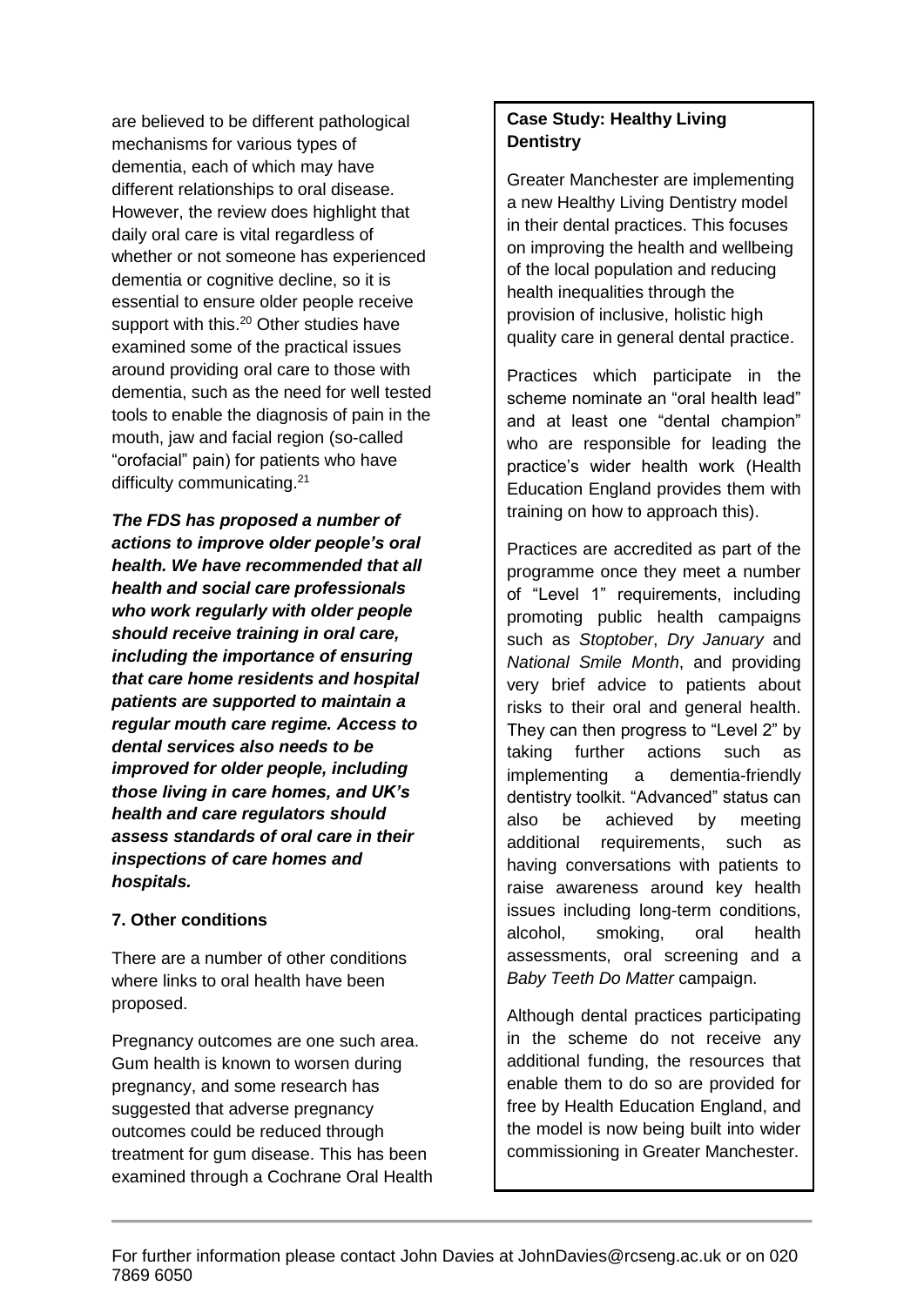are believed to be different pathological mechanisms for various types of dementia, each of which may have different relationships to oral disease. However, the review does highlight that daily oral care is vital regardless of whether or not someone has experienced dementia or cognitive decline, so it is essential to ensure older people receive support with this.[20] Other studies have examined some of the practical issues around providing oral care to those with dementia, such as the need for well tested tools to enable the diagnosis of pain in the mouth, jaw and facial region (so-called "orofacial" pain) for patients who have difficulty communicating.[21]

***The FDS has proposed a number of actions to improve older people's oral health. We have recommended that all health and social care professionals who work regularly with older people should receive training in oral care, including the importance of ensuring that care home residents and hospital patients are supported to maintain a regular mouth care regime. Access to dental services also needs to be improved for older people, including those living in care homes, and UK's health and care regulators should assess standards of oral care in their inspections of care homes and hospitals.***

### 7. Other conditions

There are a number of other conditions where links to oral health have been proposed.

Pregnancy outcomes are one such area. Gum health is known to worsen during pregnancy, and some research has suggested that adverse pregnancy outcomes could be reduced through treatment for gum disease. This has been examined through a Cochrane Oral Health

> **Case Study: Healthy Living Dentistry**
>
> Greater Manchester are implementing a new Healthy Living Dentistry model in their dental practices. This focuses on improving the health and wellbeing of the local population and reducing health inequalities through the provision of inclusive, holistic high quality care in general dental practice.
>
> Practices which participate in the scheme nominate an "oral health lead" and at least one "dental champion" who are responsible for leading the practice's wider health work (Health Education England provides them with training on how to approach this).
>
> Practices are accredited as part of the programme once they meet a number of "Level 1" requirements, including promoting public health campaigns such as *Stoptober*, *Dry January* and *National Smile Month*, and providing very brief advice to patients about risks to their oral and general health. They can then progress to "Level 2" by taking further actions such as implementing a dementia-friendly dentistry toolkit. "Advanced" status can also be achieved by meeting additional requirements, such as having conversations with patients to raise awareness around key health issues including long-term conditions, alcohol, smoking, oral health assessments, oral screening and a *Baby Teeth Do Matter* campaign.
>
> Although dental practices participating in the scheme do not receive any additional funding, the resources that enable them to do so are provided for free by Health Education England, and the model is now being built into wider commissioning in Greater Manchester.

For further information please contact John Davies at JohnDavies@rcseng.ac.uk or on 020 7869 6050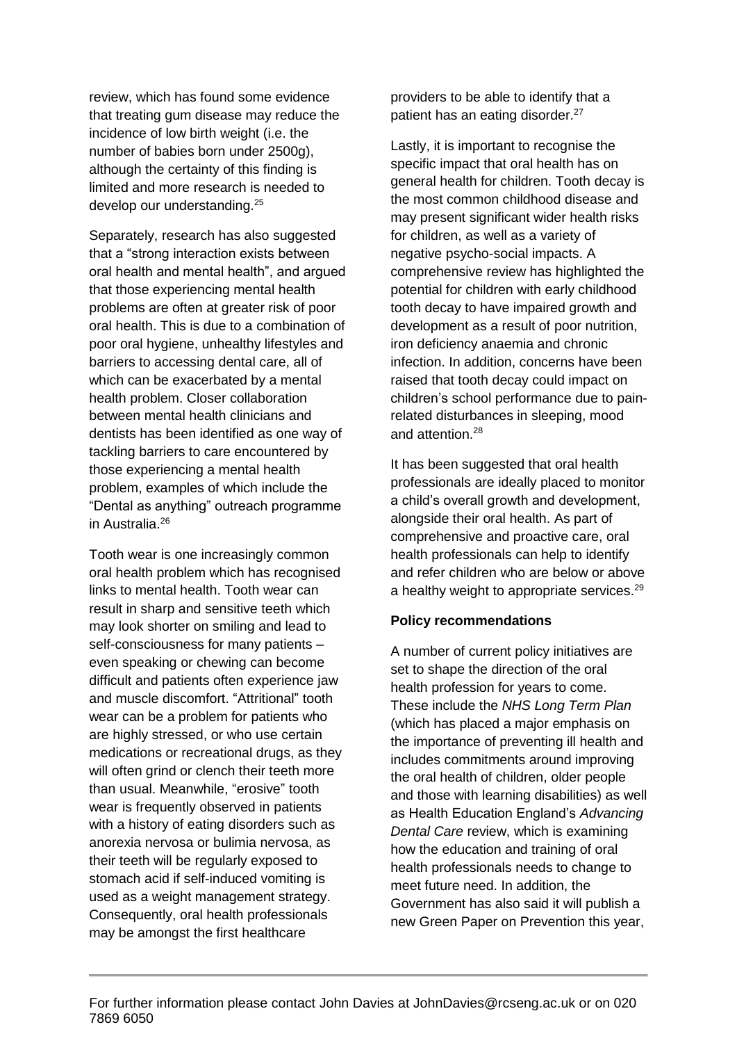review, which has found some evidence that treating gum disease may reduce the incidence of low birth weight (i.e. the number of babies born under 2500g), although the certainty of this finding is limited and more research is needed to develop our understanding.[25]

Separately, research has also suggested that a "strong interaction exists between oral health and mental health", and argued that those experiencing mental health problems are often at greater risk of poor oral health. This is due to a combination of poor oral hygiene, unhealthy lifestyles and barriers to accessing dental care, all of which can be exacerbated by a mental health problem. Closer collaboration between mental health clinicians and dentists has been identified as one way of tackling barriers to care encountered by those experiencing a mental health problem, examples of which include the "Dental as anything" outreach programme in Australia.[26]

Tooth wear is one increasingly common oral health problem which has recognised links to mental health. Tooth wear can result in sharp and sensitive teeth which may look shorter on smiling and lead to self-consciousness for many patients – even speaking or chewing can become difficult and patients often experience jaw and muscle discomfort. "Attritional" tooth wear can be a problem for patients who are highly stressed, or who use certain medications or recreational drugs, as they will often grind or clench their teeth more than usual. Meanwhile, "erosive" tooth wear is frequently observed in patients with a history of eating disorders such as anorexia nervosa or bulimia nervosa, as their teeth will be regularly exposed to stomach acid if self-induced vomiting is used as a weight management strategy. Consequently, oral health professionals may be amongst the first healthcare providers to be able to identify that a patient has an eating disorder.[27]

Lastly, it is important to recognise the specific impact that oral health has on general health for children. Tooth decay is the most common childhood disease and may present significant wider health risks for children, as well as a variety of negative psycho-social impacts. A comprehensive review has highlighted the potential for children with early childhood tooth decay to have impaired growth and development as a result of poor nutrition, iron deficiency anaemia and chronic infection. In addition, concerns have been raised that tooth decay could impact on children's school performance due to pain-related disturbances in sleeping, mood and attention.[28]

It has been suggested that oral health professionals are ideally placed to monitor a child's overall growth and development, alongside their oral health. As part of comprehensive and proactive care, oral health professionals can help to identify and refer children who are below or above a healthy weight to appropriate services.[29]

**Policy recommendations**

A number of current policy initiatives are set to shape the direction of the oral health profession for years to come. These include the *NHS Long Term Plan* (which has placed a major emphasis on the importance of preventing ill health and includes commitments around improving the oral health of children, older people and those with learning disabilities) as well as Health Education England's *Advancing Dental Care* review, which is examining how the education and training of oral health professionals needs to change to meet future need. In addition, the Government has also said it will publish a new Green Paper on Prevention this year,

For further information please contact John Davies at JohnDavies@rcseng.ac.uk or on 020 7869 6050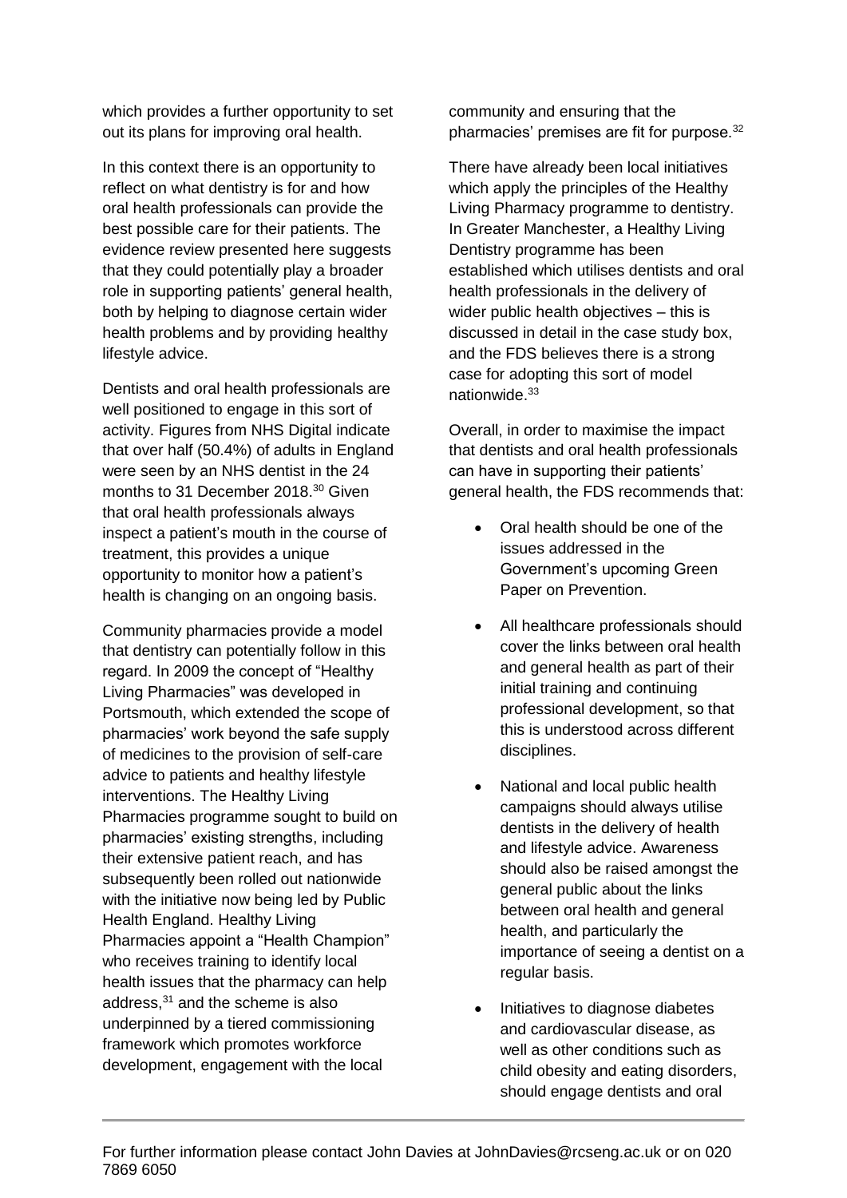which provides a further opportunity to set out its plans for improving oral health.

In this context there is an opportunity to reflect on what dentistry is for and how oral health professionals can provide the best possible care for their patients. The evidence review presented here suggests that they could potentially play a broader role in supporting patients' general health, both by helping to diagnose certain wider health problems and by providing healthy lifestyle advice.

Dentists and oral health professionals are well positioned to engage in this sort of activity. Figures from NHS Digital indicate that over half (50.4%) of adults in England were seen by an NHS dentist in the 24 months to 31 December 2018.[30] Given that oral health professionals always inspect a patient's mouth in the course of treatment, this provides a unique opportunity to monitor how a patient's health is changing on an ongoing basis.

Community pharmacies provide a model that dentistry can potentially follow in this regard. In 2009 the concept of "Healthy Living Pharmacies" was developed in Portsmouth, which extended the scope of pharmacies' work beyond the safe supply of medicines to the provision of self-care advice to patients and healthy lifestyle interventions. The Healthy Living Pharmacies programme sought to build on pharmacies' existing strengths, including their extensive patient reach, and has subsequently been rolled out nationwide with the initiative now being led by Public Health England. Healthy Living Pharmacies appoint a "Health Champion" who receives training to identify local health issues that the pharmacy can help address,[31] and the scheme is also underpinned by a tiered commissioning framework which promotes workforce development, engagement with the local community and ensuring that the pharmacies' premises are fit for purpose.[32]

There have already been local initiatives which apply the principles of the Healthy Living Pharmacy programme to dentistry. In Greater Manchester, a Healthy Living Dentistry programme has been established which utilises dentists and oral health professionals in the delivery of wider public health objectives – this is discussed in detail in the case study box, and the FDS believes there is a strong case for adopting this sort of model nationwide.[33]

Overall, in order to maximise the impact that dentists and oral health professionals can have in supporting their patients' general health, the FDS recommends that:

- Oral health should be one of the issues addressed in the Government's upcoming Green Paper on Prevention.
- All healthcare professionals should cover the links between oral health and general health as part of their initial training and continuing professional development, so that this is understood across different disciplines.
- National and local public health campaigns should always utilise dentists in the delivery of health and lifestyle advice. Awareness should also be raised amongst the general public about the links between oral health and general health, and particularly the importance of seeing a dentist on a regular basis.
- Initiatives to diagnose diabetes and cardiovascular disease, as well as other conditions such as child obesity and eating disorders, should engage dentists and oral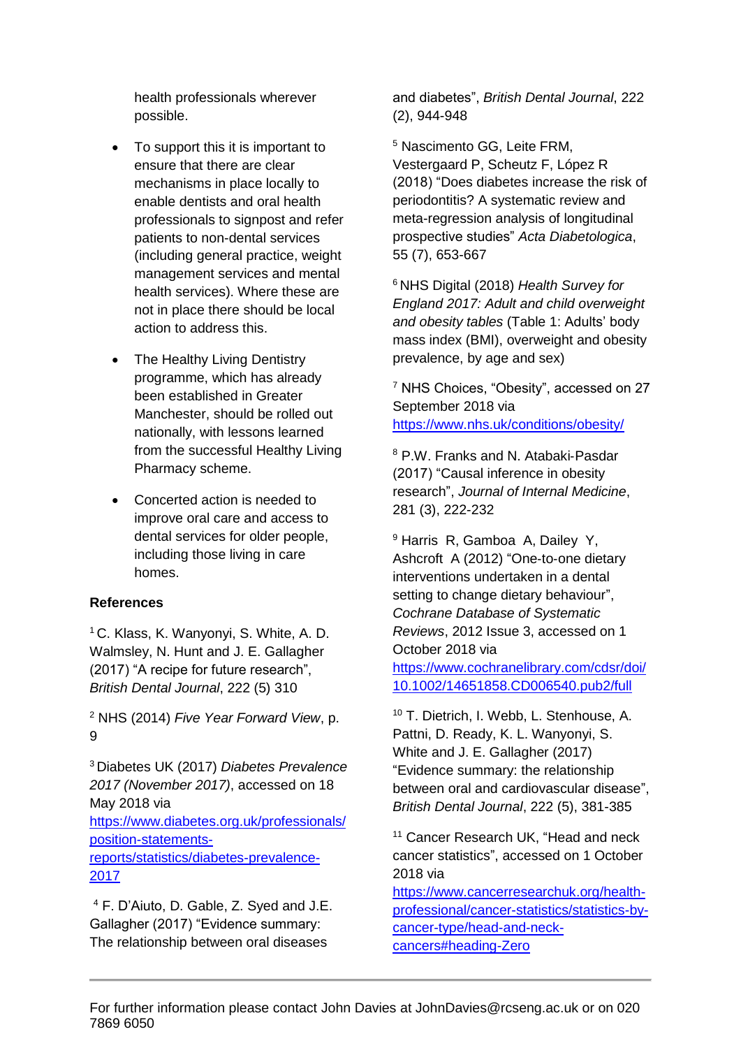health professionals wherever possible.

- To support this it is important to ensure that there are clear mechanisms in place locally to enable dentists and oral health professionals to signpost and refer patients to non-dental services (including general practice, weight management services and mental health services). Where these are not in place there should be local action to address this.
- The Healthy Living Dentistry programme, which has already been established in Greater Manchester, should be rolled out nationally, with lessons learned from the successful Healthy Living Pharmacy scheme.
- Concerted action is needed to improve oral care and access to dental services for older people, including those living in care homes.

**References**

[1] C. Klass, K. Wanyonyi, S. White, A. D. Walmsley, N. Hunt and J. E. Gallagher (2017) "A recipe for future research", *British Dental Journal*, 222 (5) 310

[2] NHS (2014) *Five Year Forward View*, p. 9

[3] Diabetes UK (2017) *Diabetes Prevalence 2017 (November 2017)*, accessed on 18 May 2018 via https://www.diabetes.org.uk/professionals/position-statements-reports/statistics/diabetes-prevalence-2017

[4] F. D'Aiuto, D. Gable, Z. Syed and J.E. Gallagher (2017) "Evidence summary: The relationship between oral diseases and diabetes", *British Dental Journal*, 222 (2), 944-948

[5] Nascimento GG, Leite FRM, Vestergaard P, Scheutz F, López R (2018) "Does diabetes increase the risk of periodontitis? A systematic review and meta-regression analysis of longitudinal prospective studies" *Acta Diabetologica*, 55 (7), 653-667

[6] NHS Digital (2018) *Health Survey for England 2017: Adult and child overweight and obesity tables* (Table 1: Adults' body mass index (BMI), overweight and obesity prevalence, by age and sex)

[7] NHS Choices, "Obesity", accessed on 27 September 2018 via https://www.nhs.uk/conditions/obesity/

[8] P.W. Franks and N. Atabaki-Pasdar (2017) "Causal inference in obesity research", *Journal of Internal Medicine*, 281 (3), 222-232

[9] Harris R, Gamboa A, Dailey Y, Ashcroft A (2012) "One-to-one dietary interventions undertaken in a dental setting to change dietary behaviour", *Cochrane Database of Systematic Reviews*, 2012 Issue 3, accessed on 1 October 2018 via https://www.cochranelibrary.com/cdsr/doi/10.1002/14651858.CD006540.pub2/full

[10] T. Dietrich, I. Webb, L. Stenhouse, A. Pattni, D. Ready, K. L. Wanyonyi, S. White and J. E. Gallagher (2017) "Evidence summary: the relationship between oral and cardiovascular disease", *British Dental Journal*, 222 (5), 381-385

[11] Cancer Research UK, "Head and neck cancer statistics", accessed on 1 October 2018 via https://www.cancerresearchuk.org/health-professional/cancer-statistics/statistics-by-cancer-type/head-and-neck-cancers#heading-Zero

For further information please contact John Davies at JohnDavies@rcseng.ac.uk or on 020 7869 6050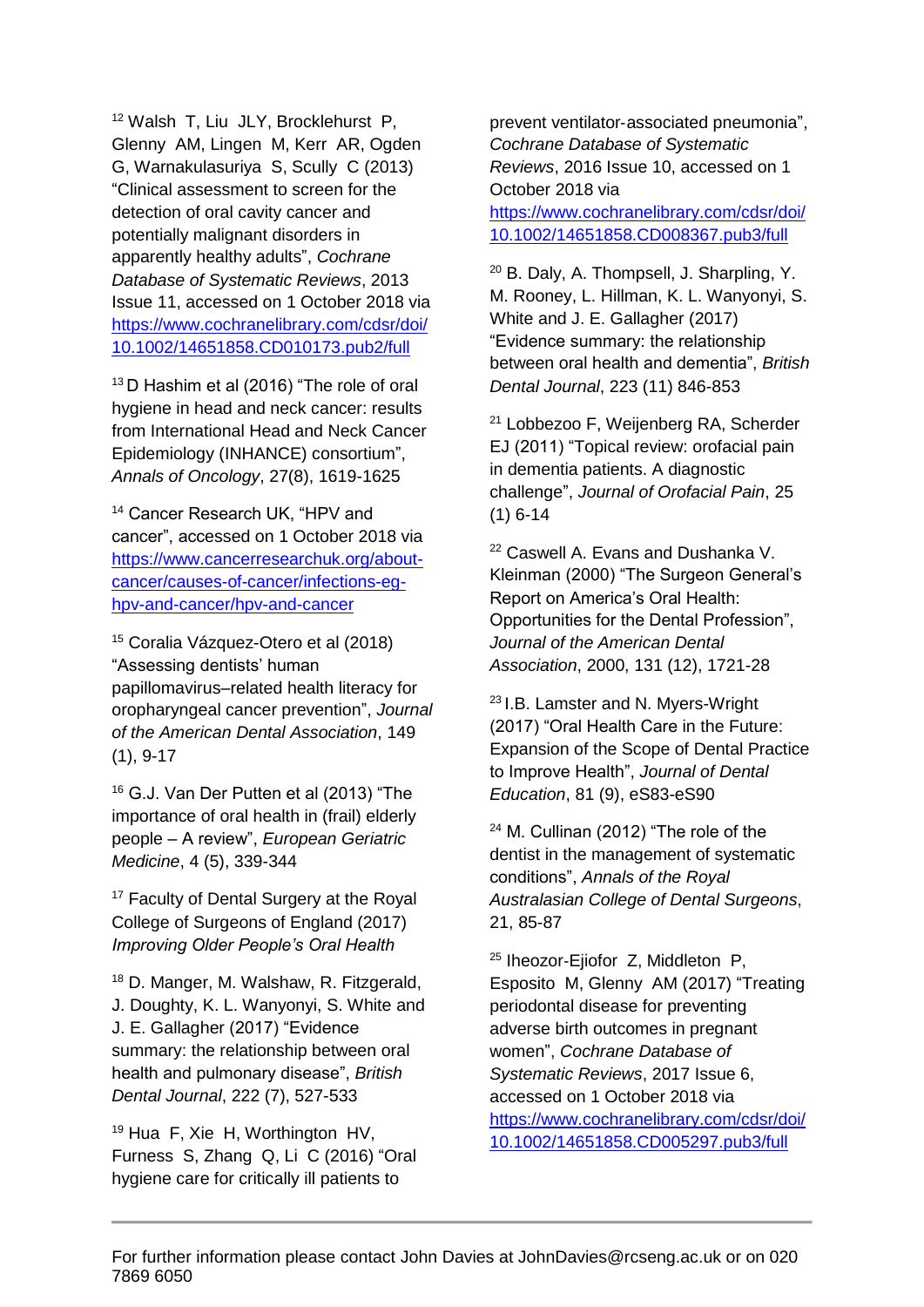[12] Walsh T, Liu JLY, Brocklehurst P, Glenny AM, Lingen M, Kerr AR, Ogden G, Warnakulasuriya S, Scully C (2013) "Clinical assessment to screen for the detection of oral cavity cancer and potentially malignant disorders in apparently healthy adults", *Cochrane Database of Systematic Reviews*, 2013 Issue 11, accessed on 1 October 2018 via https://www.cochranelibrary.com/cdsr/doi/10.1002/14651858.CD010173.pub2/full

[13] D Hashim et al (2016) "The role of oral hygiene in head and neck cancer: results from International Head and Neck Cancer Epidemiology (INHANCE) consortium", *Annals of Oncology*, 27(8), 1619-1625

[14] Cancer Research UK, "HPV and cancer", accessed on 1 October 2018 via https://www.cancerresearchuk.org/about-cancer/causes-of-cancer/infections-eg-hpv-and-cancer/hpv-and-cancer

[15] Coralia Vázquez-Otero et al (2018) "Assessing dentists' human papillomavirus–related health literacy for oropharyngeal cancer prevention", *Journal of the American Dental Association*, 149 (1), 9-17

[16] G.J. Van Der Putten et al (2013) "The importance of oral health in (frail) elderly people – A review", *European Geriatric Medicine*, 4 (5), 339-344

[17] Faculty of Dental Surgery at the Royal College of Surgeons of England (2017) *Improving Older People's Oral Health*

[18] D. Manger, M. Walshaw, R. Fitzgerald, J. Doughty, K. L. Wanyonyi, S. White and J. E. Gallagher (2017) "Evidence summary: the relationship between oral health and pulmonary disease", *British Dental Journal*, 222 (7), 527-533

[19] Hua F, Xie H, Worthington HV, Furness S, Zhang Q, Li C (2016) "Oral hygiene care for critically ill patients to prevent ventilator-associated pneumonia", *Cochrane Database of Systematic Reviews*, 2016 Issue 10, accessed on 1 October 2018 via https://www.cochranelibrary.com/cdsr/doi/10.1002/14651858.CD008367.pub3/full

[20] B. Daly, A. Thompsell, J. Sharpling, Y. M. Rooney, L. Hillman, K. L. Wanyonyi, S. White and J. E. Gallagher (2017) "Evidence summary: the relationship between oral health and dementia", *British Dental Journal*, 223 (11) 846-853

[21] Lobbezoo F, Weijenberg RA, Scherder EJ (2011) "Topical review: orofacial pain in dementia patients. A diagnostic challenge", *Journal of Orofacial Pain*, 25 (1) 6-14

[22] Caswell A. Evans and Dushanka V. Kleinman (2000) "The Surgeon General's Report on America's Oral Health: Opportunities for the Dental Profession", *Journal of the American Dental Association*, 2000, 131 (12), 1721-28

[23] I.B. Lamster and N. Myers-Wright (2017) "Oral Health Care in the Future: Expansion of the Scope of Dental Practice to Improve Health", *Journal of Dental Education*, 81 (9), eS83-eS90

[24] M. Cullinan (2012) "The role of the dentist in the management of systematic conditions", *Annals of the Royal Australasian College of Dental Surgeons*, 21, 85-87

[25] Iheozor-Ejiofor Z, Middleton P, Esposito M, Glenny AM (2017) "Treating periodontal disease for preventing adverse birth outcomes in pregnant women", *Cochrane Database of Systematic Reviews*, 2017 Issue 6, accessed on 1 October 2018 via https://www.cochranelibrary.com/cdsr/doi/10.1002/14651858.CD005297.pub3/full

For further information please contact John Davies at JohnDavies@rcseng.ac.uk or on 020 7869 6050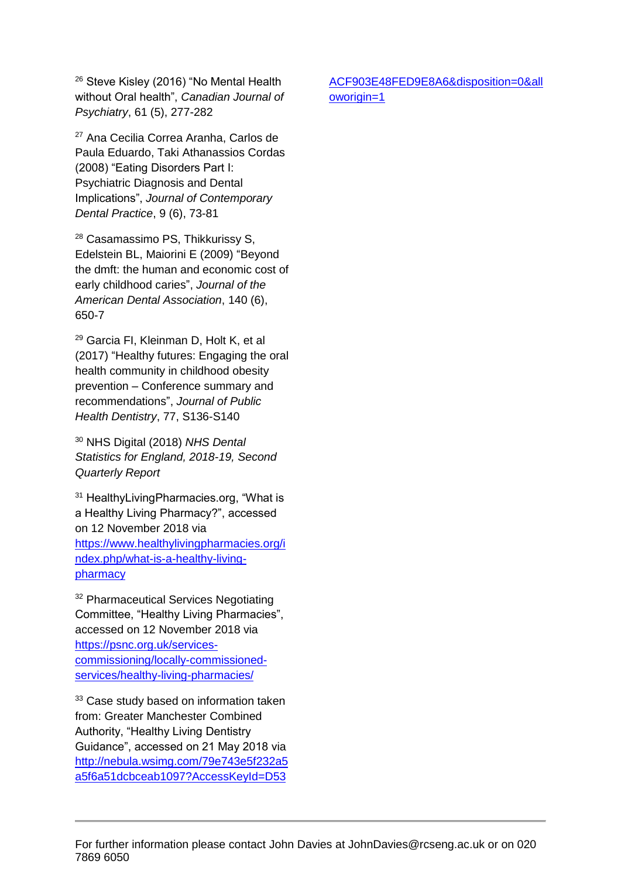[26] Steve Kisley (2016) "No Mental Health without Oral health", *Canadian Journal of Psychiatry*, 61 (5), 277-282

[27] Ana Cecilia Correa Aranha, Carlos de Paula Eduardo, Taki Athanassios Cordas (2008) "Eating Disorders Part I: Psychiatric Diagnosis and Dental Implications", *Journal of Contemporary Dental Practice*, 9 (6), 73-81

[28] Casamassimo PS, Thikkurissy S, Edelstein BL, Maiorini E (2009) "Beyond the dmft: the human and economic cost of early childhood caries", *Journal of the American Dental Association*, 140 (6), 650-7

[29] Garcia FI, Kleinman D, Holt K, et al (2017) "Healthy futures: Engaging the oral health community in childhood obesity prevention – Conference summary and recommendations", *Journal of Public Health Dentistry*, 77, S136-S140

[30] NHS Digital (2018) *NHS Dental Statistics for England, 2018-19, Second Quarterly Report*

[31] HealthyLivingPharmacies.org, "What is a Healthy Living Pharmacy?", accessed on 12 November 2018 via https://www.healthylivingpharmacies.org/index.php/what-is-a-healthy-living-pharmacy

[32] Pharmaceutical Services Negotiating Committee, "Healthy Living Pharmacies", accessed on 12 November 2018 via https://psnc.org.uk/services-commissioning/locally-commissioned-services/healthy-living-pharmacies/

[33] Case study based on information taken from: Greater Manchester Combined Authority, "Healthy Living Dentistry Guidance", accessed on 21 May 2018 via http://nebula.wsimg.com/79e743e5f232a5a5f6a51dcbceab1097?AccessKeyId=D53ACF903E48FED9E8A6&disposition=0&alloworigin=1

For further information please contact John Davies at JohnDavies@rcseng.ac.uk or on 020 7869 6050